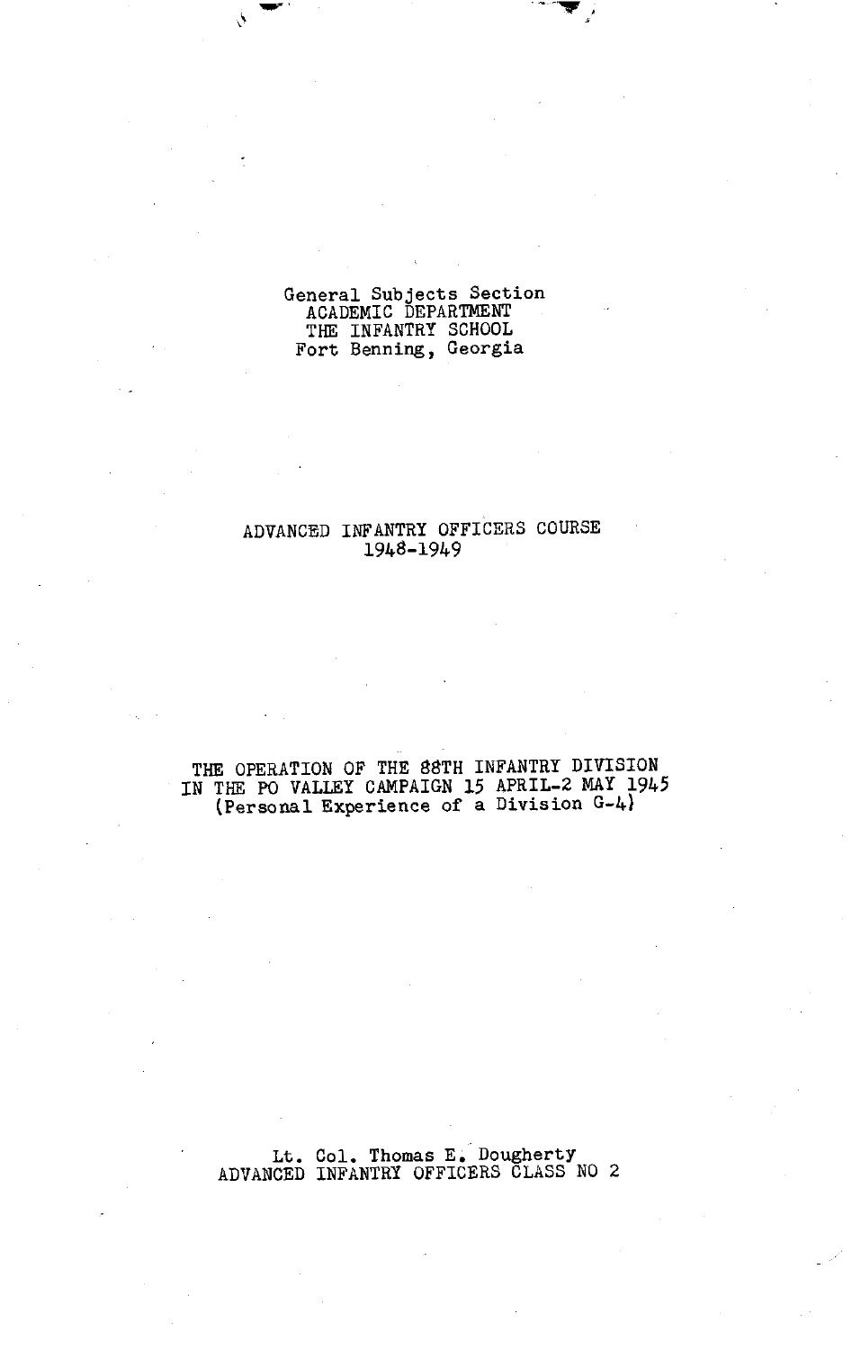General Subjects Section
ACADEMIC DEPARTMENT
THE INFANTRY SCHOOL
Fort Benning, Georgia

ADVANCED INFANTRY OFFICERS COURSE
1948-1949

# THE OPERATION OF THE 88TH INFANTRY DIVISION IN THE PO VALLEY CAMPAIGN 15 APRIL-2 MAY 1945
(Personal Experience of a Division G-4)

Lt. Col. Thomas E. Dougherty
ADVANCED INFANTRY OFFICERS CLASS NO 2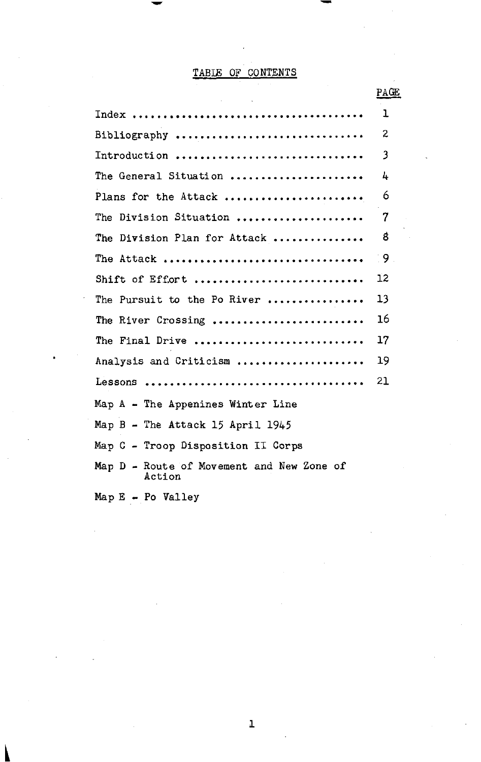# TABLE OF CONTENTS

| | PAGE |
|---|---|
| Index | 1 |
| Bibliography | 2 |
| Introduction | 3 |
| The General Situation | 4 |
| Plans for the Attack | 6 |
| The Division Situation | 7 |
| The Division Plan for Attack | 8 |
| The Attack | 9 |
| Shift of Effort | 12 |
| The Pursuit to the Po River | 13 |
| The River Crossing | 16 |
| The Final Drive | 17 |
| Analysis and Criticism | 19 |
| Lessons | 21 |

Map A - The Appenines Winter Line

Map B - The Attack 15 April 1945

Map C - Troop Disposition II Corps

Map D - Route of Movement and New Zone of Action

Map E - Po Valley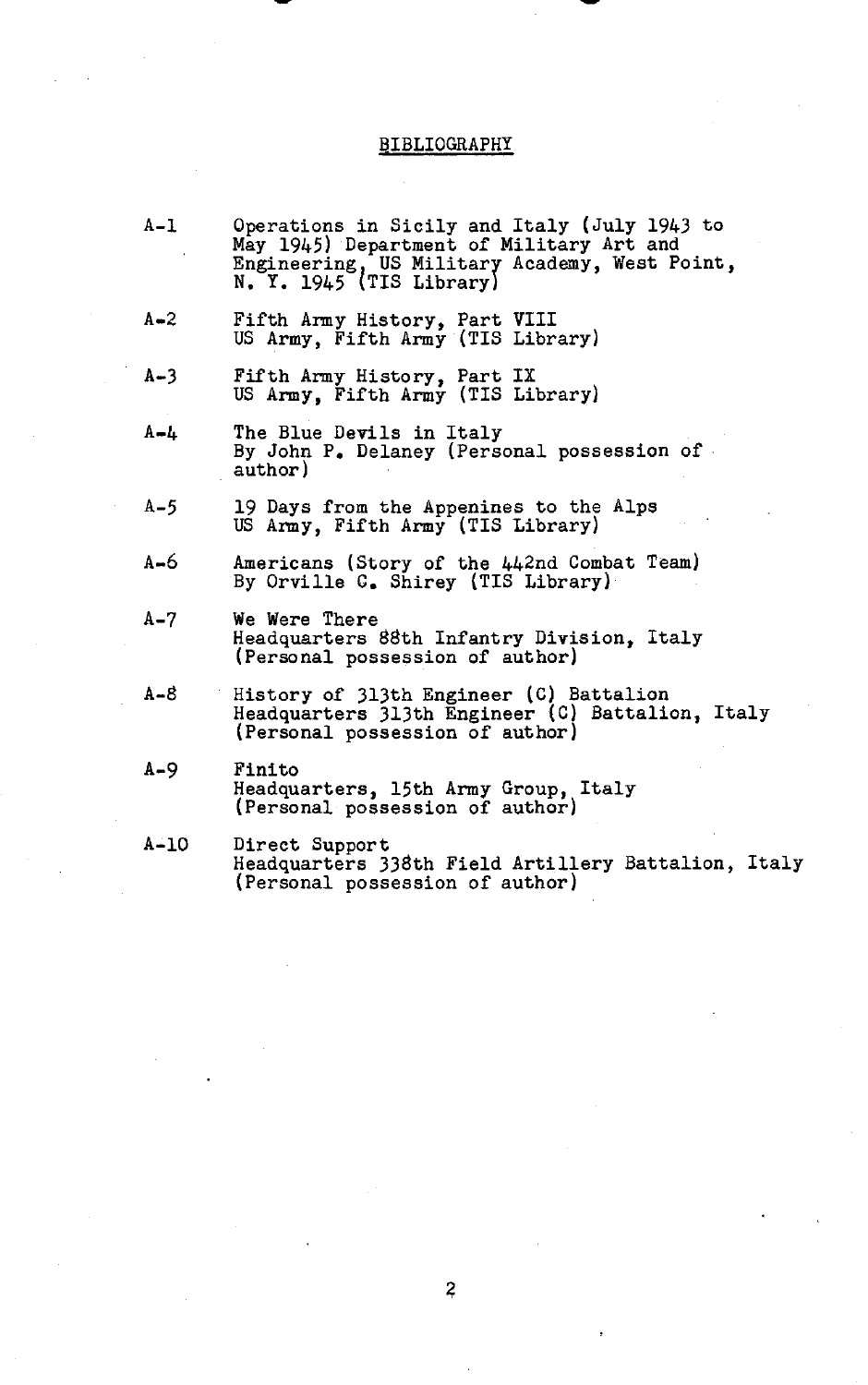# BIBLIOGRAPHY

A-1 Operations in Sicily and Italy (July 1943 to May 1945) Department of Military Art and Engineering, US Military Academy, West Point, N. Y. 1945 (TIS Library)

A-2 Fifth Army History, Part VIII
US Army, Fifth Army (TIS Library)

A-3 Fifth Army History, Part IX
US Army, Fifth Army (TIS Library)

A-4 The Blue Devils in Italy
By John P. Delaney (Personal possession of author)

A-5 19 Days from the Appenines to the Alps
US Army, Fifth Army (TIS Library)

A-6 Americans (Story of the 442nd Combat Team)
By Orville C. Shirey (TIS Library)

A-7 We Were There
Headquarters 88th Infantry Division, Italy
(Personal possession of author)

A-8 History of 313th Engineer (C) Battalion
Headquarters 313th Engineer (C) Battalion, Italy
(Personal possession of author)

A-9 Finito
Headquarters, 15th Army Group, Italy
(Personal possession of author)

A-10 Direct Support
Headquarters 338th Field Artillery Battalion, Italy
(Personal possession of author)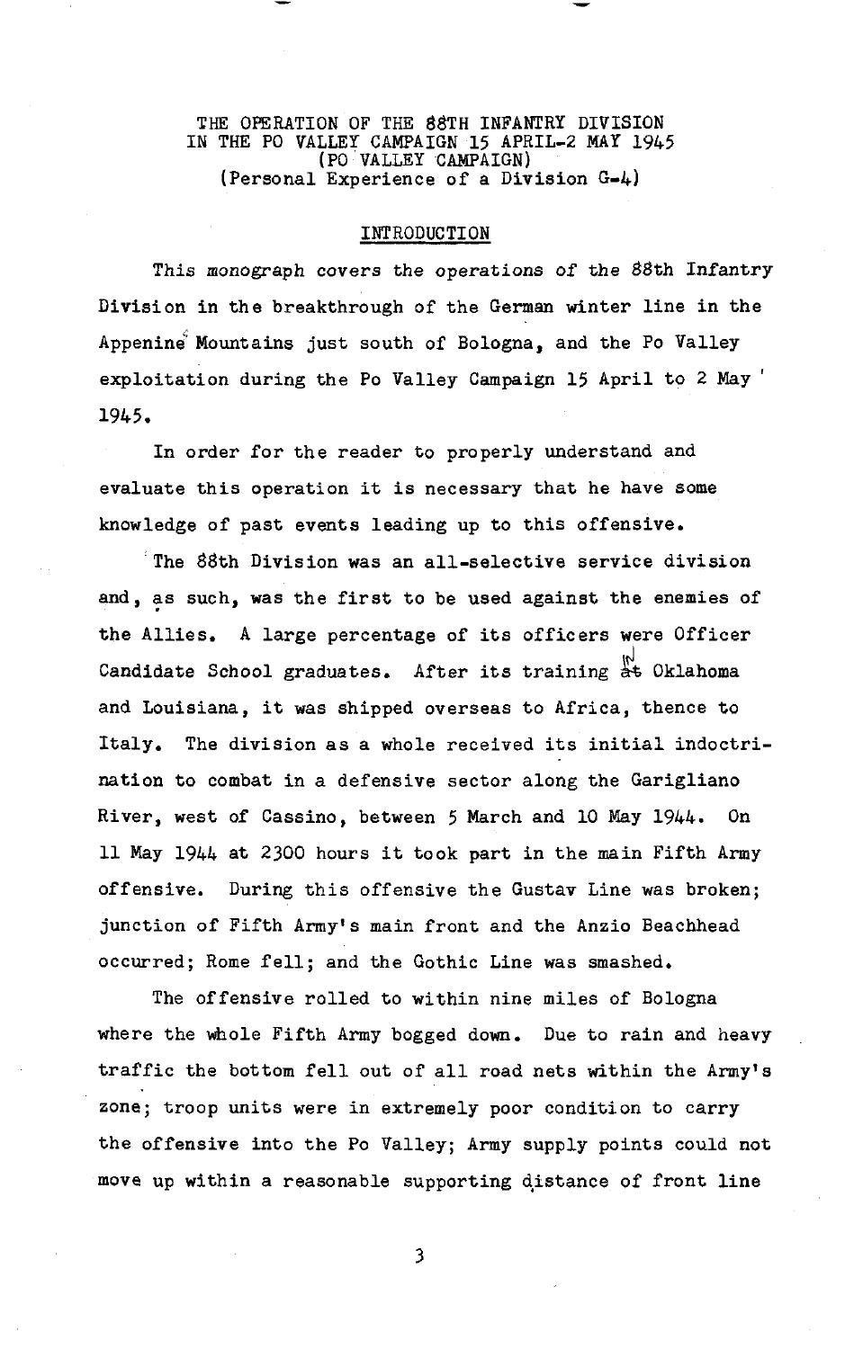THE OPERATION OF THE 88TH INFANTRY DIVISION
IN THE PO VALLEY CAMPAIGN 15 APRIL-2 MAY 1945
(PO VALLEY CAMPAIGN)
(Personal Experience of a Division G-4)

## INTRODUCTION

This monograph covers the operations of the 88th Infantry Division in the breakthrough of the German winter line in the Appenine Mountains just south of Bologna, and the Po Valley exploitation during the Po Valley Campaign 15 April to 2 May 1945.

In order for the reader to properly understand and evaluate this operation it is necessary that he have some knowledge of past events leading up to this offensive.

The 88th Division was an all-selective service division and, as such, was the first to be used against the enemies of the Allies. A large percentage of its officers were Officer Candidate School graduates. After its training in Oklahoma and Louisiana, it was shipped overseas to Africa, thence to Italy. The division as a whole received its initial indoctrination to combat in a defensive sector along the Garigliano River, west of Cassino, between 5 March and 10 May 1944. On 11 May 1944 at 2300 hours it took part in the main Fifth Army offensive. During this offensive the Gustav Line was broken; junction of Fifth Army's main front and the Anzio Beachhead occurred; Rome fell; and the Gothic Line was smashed.

The offensive rolled to within nine miles of Bologna where the whole Fifth Army bogged down. Due to rain and heavy traffic the bottom fell out of all road nets within the Army's zone; troop units were in extremely poor condition to carry the offensive into the Po Valley; Army supply points could not move up within a reasonable supporting distance of front line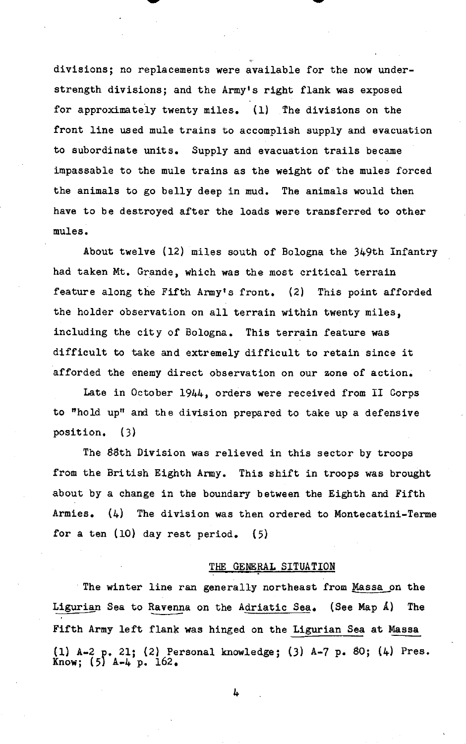divisions; no replacements were available for the now under-strength divisions; and the Army's right flank was exposed for approximately twenty miles. (1) The divisions on the front line used mule trains to accomplish supply and evacuation to subordinate units. Supply and evacuation trails became impassable to the mule trains as the weight of the mules forced the animals to go belly deep in mud. The animals would then have to be destroyed after the loads were transferred to other mules.

About twelve (12) miles south of Bologna the 349th Infantry had taken Mt. Grande, which was the most critical terrain feature along the Fifth Army's front. (2) This point afforded the holder observation on all terrain within twenty miles, including the city of Bologna. This terrain feature was difficult to take and extremely difficult to retain since it afforded the enemy direct observation on our zone of action.

Late in October 1944, orders were received from II Corps to "hold up" and the division prepared to take up a defensive position. (3)

The 88th Division was relieved in this sector by troops from the British Eighth Army. This shift in troops was brought about by a change in the boundary between the Eighth and Fifth Armies. (4) The division was then ordered to Montecatini-Terme for a ten (10) day rest period. (5)

## THE GENERAL SITUATION

The winter line ran generally northeast from Massa on the Ligurian Sea to Ravenna on the Adriatic Sea. (See Map A) The Fifth Army left flank was hinged on the Ligurian Sea at Massa

(1) A-2 p. 21; (2) Personal knowledge; (3) A-7 p. 80; (4) Pres. Know; (5) A-4 p. 162.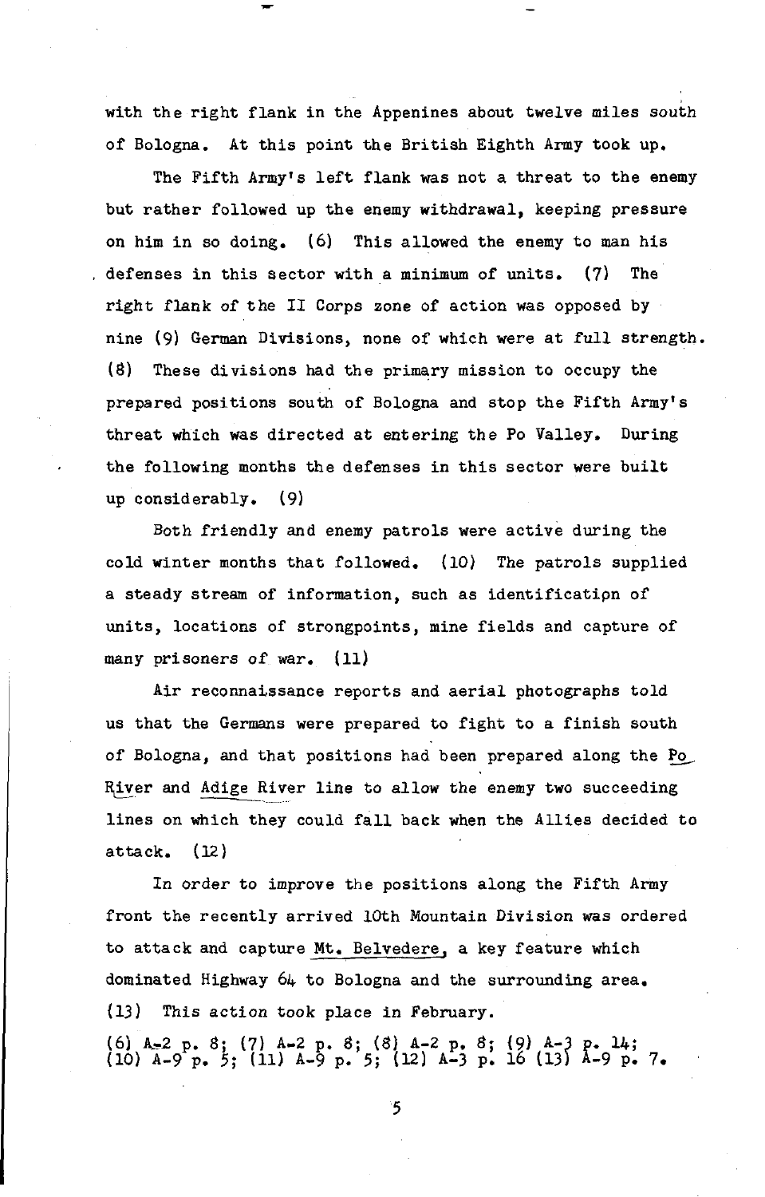with the right flank in the Appenines about twelve miles south of Bologna. At this point the British Eighth Army took up.

The Fifth Army's left flank was not a threat to the enemy but rather followed up the enemy withdrawal, keeping pressure on him in so doing. (6) This allowed the enemy to man his defenses in this sector with a minimum of units. (7) The right flank of the II Corps zone of action was opposed by nine (9) German Divisions, none of which were at full strength. (8) These divisions had the primary mission to occupy the prepared positions south of Bologna and stop the Fifth Army's threat which was directed at entering the Po Valley. During the following months the defenses in this sector were built up considerably. (9)

Both friendly and enemy patrols were active during the cold winter months that followed. (10) The patrols supplied a steady stream of information, such as identification of units, locations of strongpoints, mine fields and capture of many prisoners of war. (11)

Air reconnaissance reports and aerial photographs told us that the Germans were prepared to fight to a finish south of Bologna, and that positions had been prepared along the Po River and Adige River line to allow the enemy two succeeding lines on which they could fall back when the Allies decided to attack. (12)

In order to improve the positions along the Fifth Army front the recently arrived 10th Mountain Division was ordered to attack and capture Mt. Belvedere, a key feature which dominated Highway 64 to Bologna and the surrounding area. (13) This action took place in February.

(6) A-2 p. 8; (7) A-2 p. 8; (8) A-2 p. 8; (9) A-3 p. 14; (10) A-9 p. 5; (11) A-9 p. 5; (12) A-3 p. 16 (13) A-9 p. 7.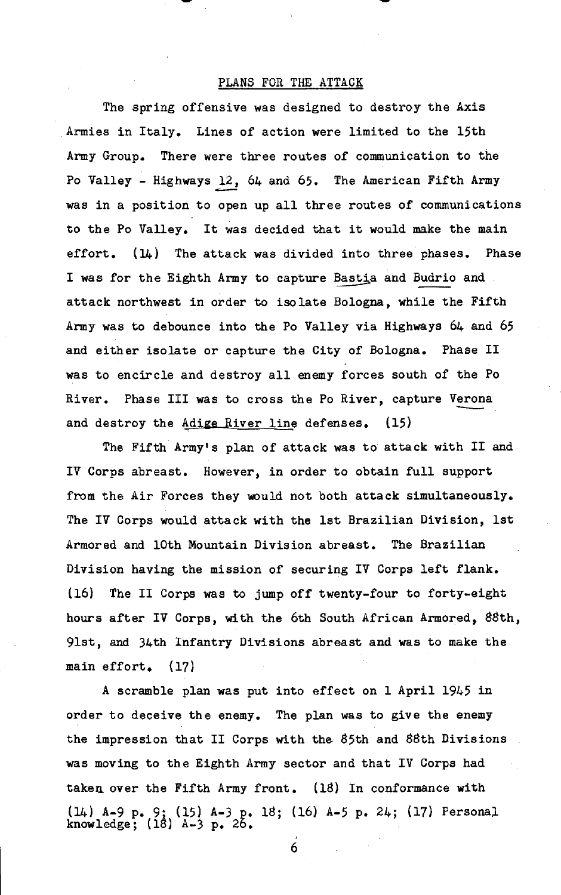## PLANS FOR THE ATTACK

The spring offensive was designed to destroy the Axis Armies in Italy. Lines of action were limited to the 15th Army Group. There were three routes of communication to the Po Valley - Highways 12, 64 and 65. The American Fifth Army was in a position to open up all three routes of communications to the Po Valley. It was decided that it would make the main effort. (14) The attack was divided into three phases. Phase I was for the Eighth Army to capture Bastia and Budrio and attack northwest in order to isolate Bologna, while the Fifth Army was to debounce into the Po Valley via Highways 64 and 65 and either isolate or capture the City of Bologna. Phase II was to encircle and destroy all enemy forces south of the Po River. Phase III was to cross the Po River, capture Verona and destroy the Adige River line defenses. (15)

The Fifth Army's plan of attack was to attack with II and IV Corps abreast. However, in order to obtain full support from the Air Forces they would not both attack simultaneously. The IV Corps would attack with the 1st Brazilian Division, 1st Armored and 10th Mountain Division abreast. The Brazilian Division having the mission of securing IV Corps left flank. (16) The II Corps was to jump off twenty-four to forty-eight hours after IV Corps, with the 6th South African Armored, 88th, 91st, and 34th Infantry Divisions abreast and was to make the main effort. (17)

A scramble plan was put into effect on 1 April 1945 in order to deceive the enemy. The plan was to give the enemy the impression that II Corps with the 85th and 88th Divisions was moving to the Eighth Army sector and that IV Corps had taken over the Fifth Army front. (18) In conformance with

(14) A-9 p. 9; (15) A-3 p. 18; (16) A-5 p. 24; (17) Personal knowledge; (18) A-3 p. 26.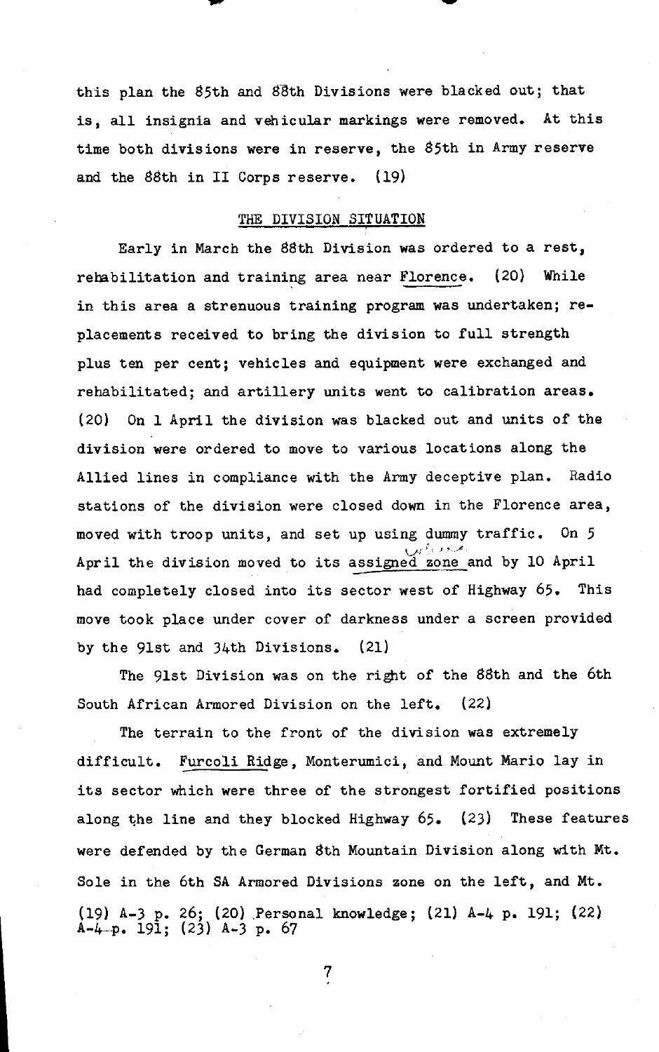this plan the 85th and 88th Divisions were blacked out; that is, all insignia and vehicular markings were removed. At this time both divisions were in reserve, the 85th in Army reserve and the 88th in II Corps reserve. (19)

## THE DIVISION SITUATION

Early in March the 88th Division was ordered to a rest, rehabilitation and training area near Florence. (20) While in this area a strenuous training program was undertaken; replacements received to bring the division to full strength plus ten per cent; vehicles and equipment were exchanged and rehabilitated; and artillery units went to calibration areas. (20) On 1 April the division was blacked out and units of the division were ordered to move to various locations along the Allied lines in compliance with the Army deceptive plan. Radio stations of the division were closed down in the Florence area, moved with troop units, and set up using dummy traffic. On 5 April the division moved to its assigned zone and by 10 April had completely closed into its sector west of Highway 65. This move took place under cover of darkness under a screen provided by the 91st and 34th Divisions. (21)

The 91st Division was on the right of the 88th and the 6th South African Armored Division on the left. (22)

The terrain to the front of the division was extremely difficult. Furcoli Ridge, Monterumici, and Mount Mario lay in its sector which were three of the strongest fortified positions along the line and they blocked Highway 65. (23) These features were defended by the German 8th Mountain Division along with Mt. Sole in the 6th SA Armored Divisions zone on the left, and Mt.

(19) A-3 p. 26; (20) Personal knowledge; (21) A-4 p. 191; (22) A-4 p. 191; (23) A-3 p. 67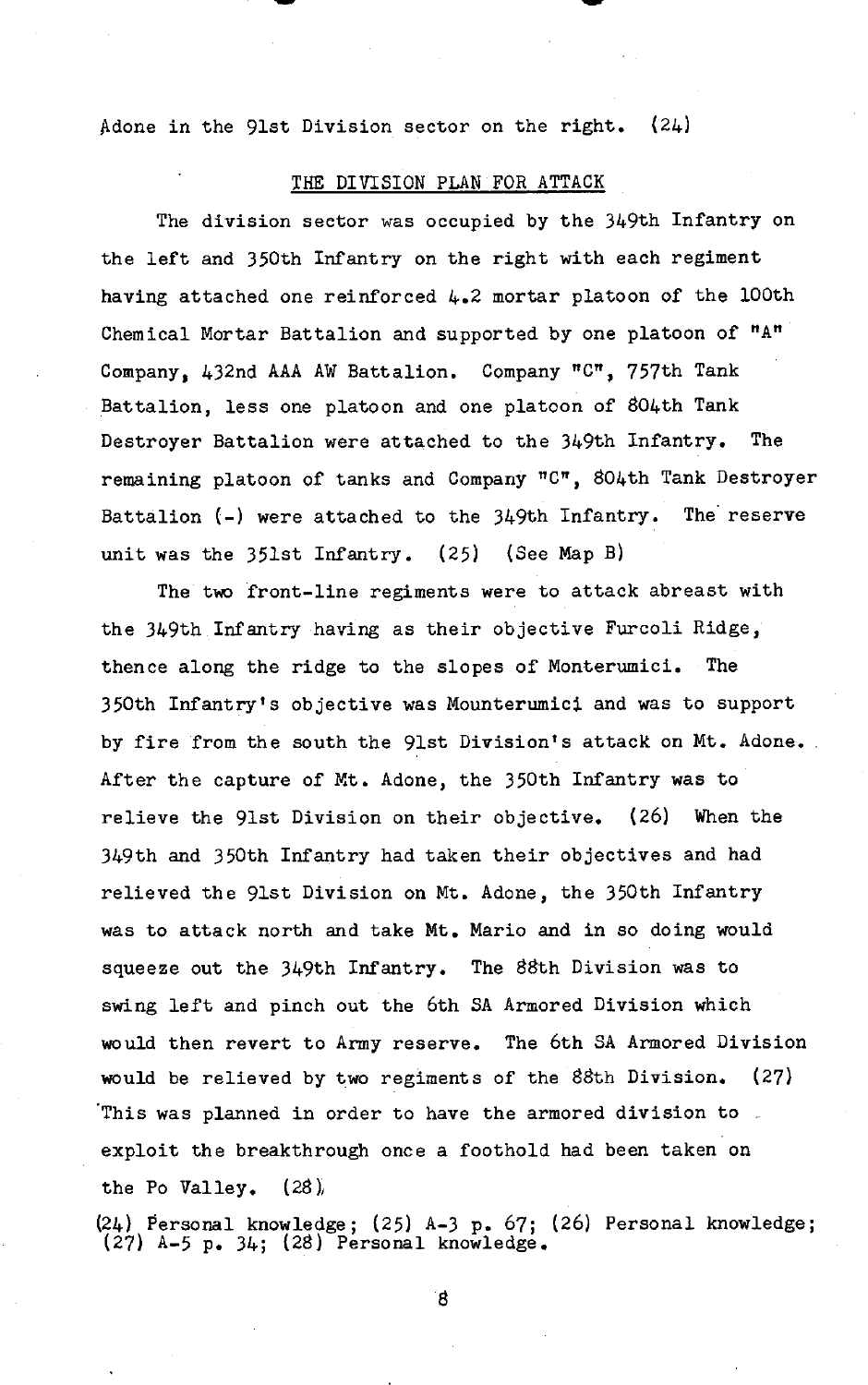Adone in the 91st Division sector on the right. (24)

## THE DIVISION PLAN FOR ATTACK

The division sector was occupied by the 349th Infantry on the left and 350th Infantry on the right with each regiment having attached one reinforced 4.2 mortar platoon of the 100th Chemical Mortar Battalion and supported by one platoon of "A" Company, 432nd AAA AW Battalion. Company "C", 757th Tank Battalion, less one platoon and one platoon of 804th Tank Destroyer Battalion were attached to the 349th Infantry. The remaining platoon of tanks and Company "C", 804th Tank Destroyer Battalion (-) were attached to the 349th Infantry. The reserve unit was the 351st Infantry. (25) (See Map B)

The two front-line regiments were to attack abreast with the 349th Infantry having as their objective Furcoli Ridge, thence along the ridge to the slopes of Monterumici. The 350th Infantry's objective was Mounterumici and was to support by fire from the south the 91st Division's attack on Mt. Adone. After the capture of Mt. Adone, the 350th Infantry was to relieve the 91st Division on their objective. (26) When the 349th and 350th Infantry had taken their objectives and had relieved the 91st Division on Mt. Adone, the 350th Infantry was to attack north and take Mt. Mario and in so doing would squeeze out the 349th Infantry. The 88th Division was to swing left and pinch out the 6th SA Armored Division which would then revert to Army reserve. The 6th SA Armored Division would be relieved by two regiments of the 88th Division. (27) This was planned in order to have the armored division to exploit the breakthrough once a foothold had been taken on the Po Valley. (28)

(24) Personal knowledge; (25) A-3 p. 67; (26) Personal knowledge; (27) A-5 p. 34; (28) Personal knowledge.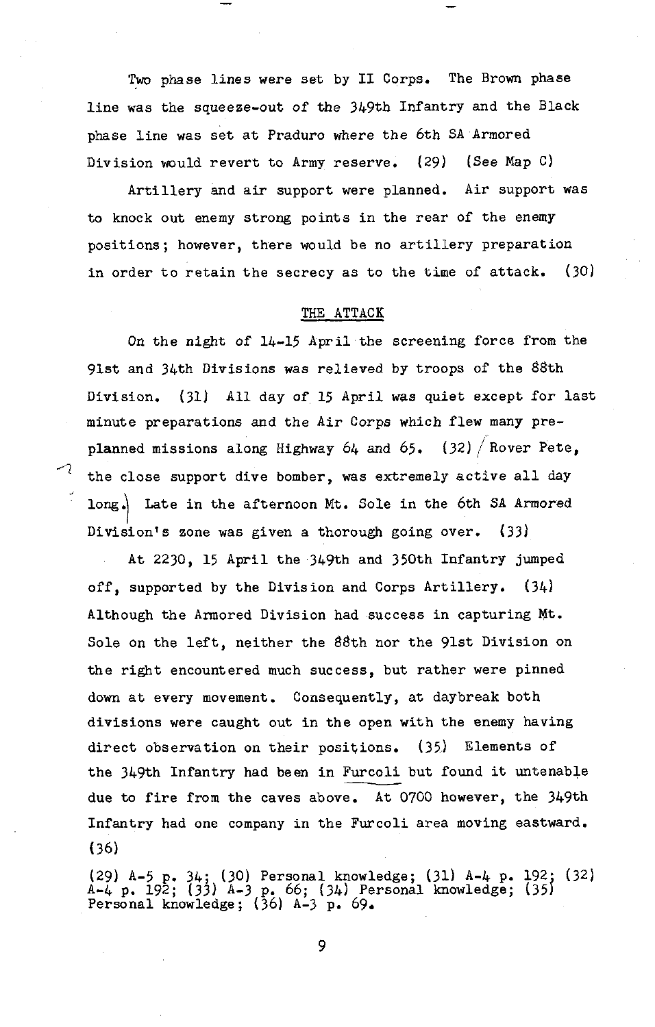Two phase lines were set by II Corps. The Brown phase line was the squeeze-out of the 349th Infantry and the Black phase line was set at Praduro where the 6th SA Armored Division would revert to Army reserve. (29) (See Map C)

Artillery and air support were planned. Air support was to knock out enemy strong points in the rear of the enemy positions; however, there would be no artillery preparation in order to retain the secrecy as to the time of attack. (30)

## THE ATTACK

On the night of 14-15 April the screening force from the 91st and 34th Divisions was relieved by troops of the 88th Division. (31) All day of 15 April was quiet except for last minute preparations and the Air Corps which flew many pre-planned missions along Highway 64 and 65. (32) Rover Pete, the close support dive bomber, was extremely active all day long. Late in the afternoon Mt. Sole in the 6th SA Armored Division's zone was given a thorough going over. (33)

At 2230, 15 April the 349th and 350th Infantry jumped off, supported by the Division and Corps Artillery. (34) Although the Armored Division had success in capturing Mt. Sole on the left, neither the 88th nor the 91st Division on the right encountered much success, but rather were pinned down at every movement. Consequently, at daybreak both divisions were caught out in the open with the enemy having direct observation on their positions. (35) Elements of the 349th Infantry had been in Furcoli but found it untenable due to fire from the caves above. At 0700 however, the 349th Infantry had one company in the Furcoli area moving eastward. (36)

(29) A-5 p. 34; (30) Personal knowledge; (31) A-4 p. 192; (32) A-4 p. 192; (33) A-3 p. 66; (34) Personal knowledge; (35) Personal knowledge; (36) A-3 p. 69.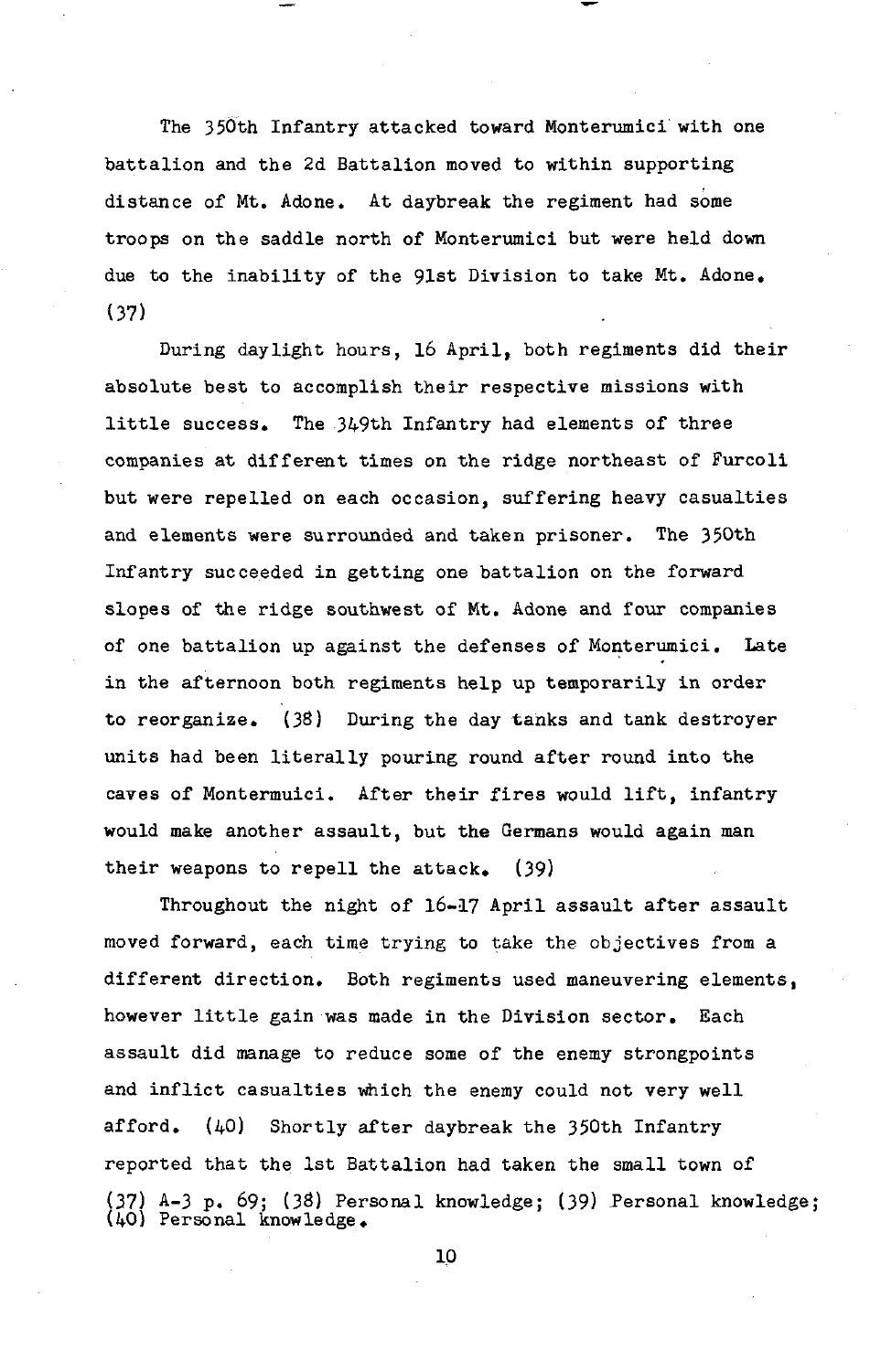The 350th Infantry attacked toward Monterumici with one battalion and the 2d Battalion moved to within supporting distance of Mt. Adone. At daybreak the regiment had some troops on the saddle north of Monterumici but were held down due to the inability of the 91st Division to take Mt. Adone. (37)

During daylight hours, 16 April, both regiments did their absolute best to accomplish their respective missions with little success. The 349th Infantry had elements of three companies at different times on the ridge northeast of Furcoli but were repelled on each occasion, suffering heavy casualties and elements were surrounded and taken prisoner. The 350th Infantry succeeded in getting one battalion on the forward slopes of the ridge southwest of Mt. Adone and four companies of one battalion up against the defenses of Monterumici. Late in the afternoon both regiments help up temporarily in order to reorganize. (38) During the day tanks and tank destroyer units had been literally pouring round after round into the caves of Montermuici. After their fires would lift, infantry would make another assault, but the Germans would again man their weapons to repell the attack. (39)

Throughout the night of 16-17 April assault after assault moved forward, each time trying to take the objectives from a different direction. Both regiments used maneuvering elements, however little gain was made in the Division sector. Each assault did manage to reduce some of the enemy strongpoints and inflict casualties which the enemy could not very well afford. (40) Shortly after daybreak the 350th Infantry reported that the 1st Battalion had taken the small town of

(37) A-3 p. 69; (38) Personal knowledge; (39) Personal knowledge; (40) Personal knowledge.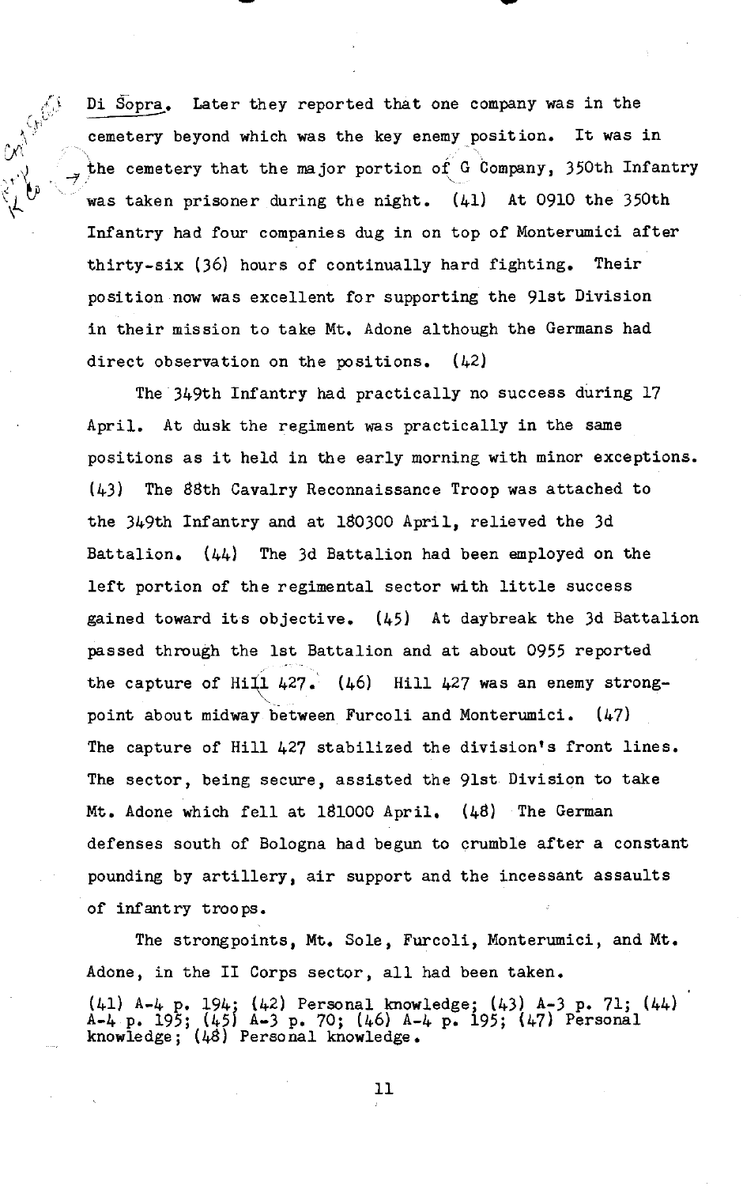Di Sopra. Later they reported that one company was in the cemetery beyond which was the key enemy position. It was in the cemetery that the major portion of G Company, 350th Infantry was taken prisoner during the night. (41) At 0910 the 350th Infantry had four companies dug in on top of Monterumici after thirty-six (36) hours of continually hard fighting. Their position now was excellent for supporting the 91st Division in their mission to take Mt. Adone although the Germans had direct observation on the positions. (42)

The 349th Infantry had practically no success during 17 April. At dusk the regiment was practically in the same positions as it held in the early morning with minor exceptions. (43) The 88th Cavalry Reconnaissance Troop was attached to the 349th Infantry and at 180300 April, relieved the 3d Battalion. (44) The 3d Battalion had been employed on the left portion of the regimental sector with little success gained toward its objective. (45) At daybreak the 3d Battalion passed through the 1st Battalion and at about 0955 reported the capture of Hill 427. (46) Hill 427 was an enemy strongpoint about midway between Furcoli and Monterumici. (47) The capture of Hill 427 stabilized the division's front lines. The sector, being secure, assisted the 91st Division to take Mt. Adone which fell at 181000 April. (48) The German defenses south of Bologna had begun to crumble after a constant pounding by artillery, air support and the incessant assaults of infantry troops.

The strongpoints, Mt. Sole, Furcoli, Monterumici, and Mt. Adone, in the II Corps sector, all had been taken.

(41) A-4 p. 194; (42) Personal knowledge; (43) A-3 p. 71; (44) A-4 p. 195; (45) A-3 p. 70; (46) A-4 p. 195; (47) Personal knowledge; (48) Personal knowledge.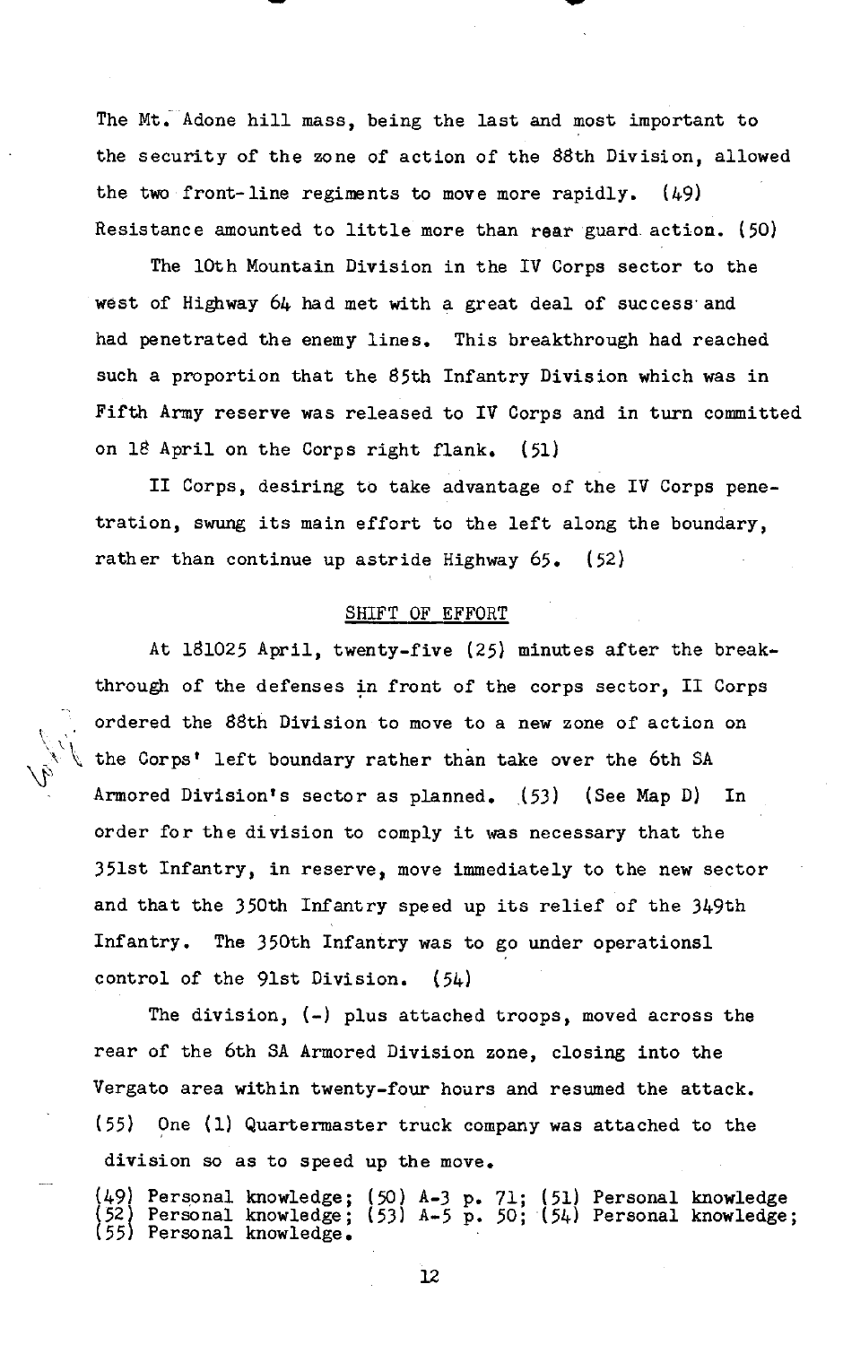The Mt. Adone hill mass, being the last and most important to the security of the zone of action of the 88th Division, allowed the two front-line regiments to move more rapidly. (49) Resistance amounted to little more than rear guard action. (50)

The 10th Mountain Division in the IV Corps sector to the west of Highway 64 had met with a great deal of success and had penetrated the enemy lines. This breakthrough had reached such a proportion that the 85th Infantry Division which was in Fifth Army reserve was released to IV Corps and in turn committed on 18 April on the Corps right flank. (51)

II Corps, desiring to take advantage of the IV Corps penetration, swung its main effort to the left along the boundary, rather than continue up astride Highway 65. (52)

## SHIFT OF EFFORT

At 181025 April, twenty-five (25) minutes after the breakthrough of the defenses in front of the corps sector, II Corps ordered the 88th Division to move to a new zone of action on the Corps' left boundary rather than take over the 6th SA Armored Division's sector as planned. (53) (See Map D) In order for the division to comply it was necessary that the 351st Infantry, in reserve, move immediately to the new sector and that the 350th Infantry speed up its relief of the 349th Infantry. The 350th Infantry was to go under operationsl control of the 91st Division. (54)

The division, (-) plus attached troops, moved across the rear of the 6th SA Armored Division zone, closing into the Vergato area within twenty-four hours and resumed the attack. (55) One (1) Quartermaster truck company was attached to the division so as to speed up the move.

(49) Personal knowledge; (50) A-3 p. 71; (51) Personal knowledge
(52) Personal knowledge; (53) A-5 p. 50; (54) Personal knowledge;
(55) Personal knowledge.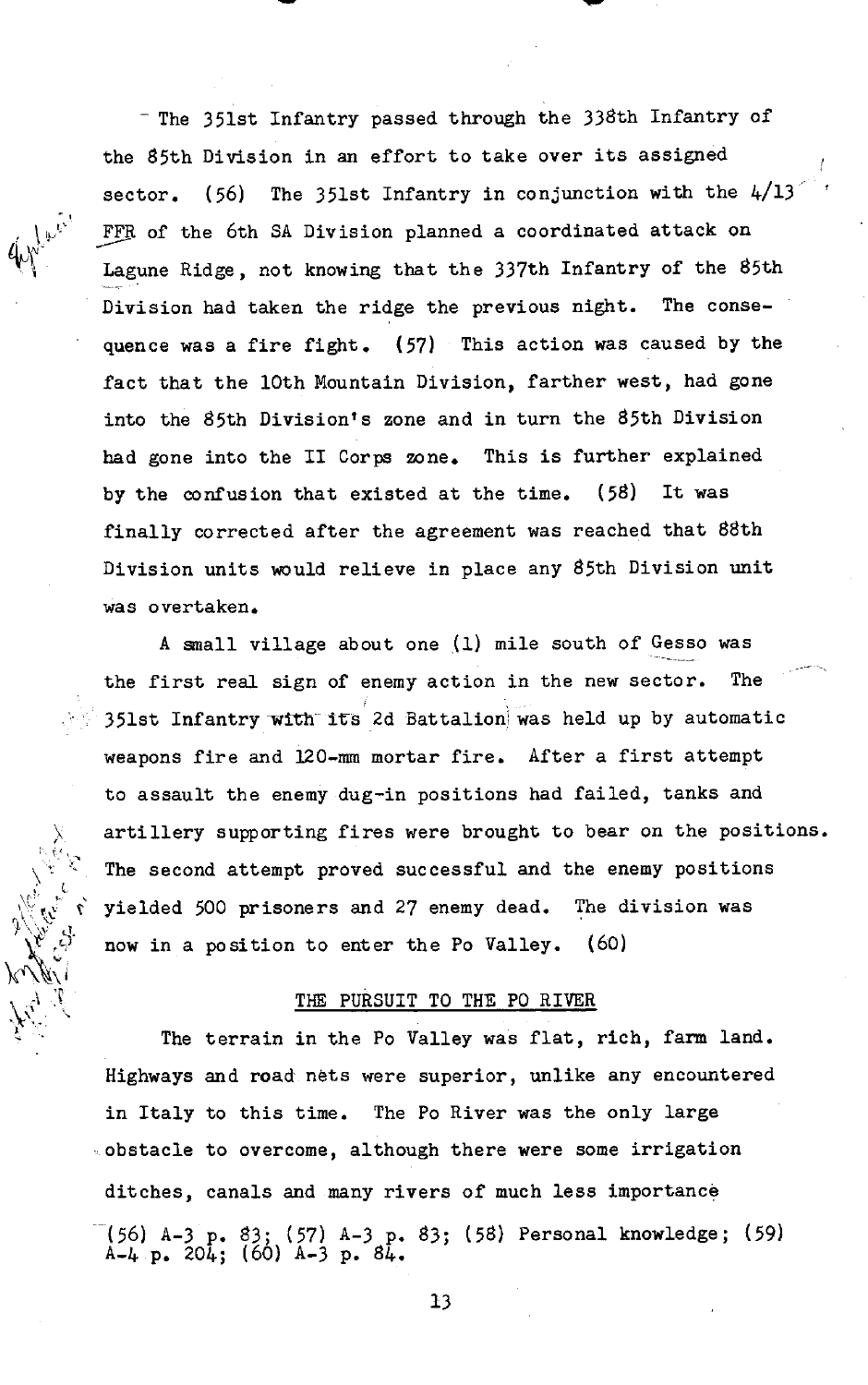The 351st Infantry passed through the 338th Infantry of the 85th Division in an effort to take over its assigned sector. (56) The 351st Infantry in conjunction with the 4/13 FFR of the 6th SA Division planned a coordinated attack on Lagune Ridge, not knowing that the 337th Infantry of the 85th Division had taken the ridge the previous night. The consequence was a fire fight. (57) This action was caused by the fact that the 10th Mountain Division, farther west, had gone into the 85th Division's zone and in turn the 85th Division had gone into the II Corps zone. This is further explained by the confusion that existed at the time. (58) It was finally corrected after the agreement was reached that 88th Division units would relieve in place any 85th Division unit was overtaken.

A small village about one (1) mile south of Gesso was the first real sign of enemy action in the new sector. The 351st Infantry with its 2d Battalion was held up by automatic weapons fire and 120-mm mortar fire. After a first attempt to assault the enemy dug-in positions had failed, tanks and artillery supporting fires were brought to bear on the positions. The second attempt proved successful and the enemy positions yielded 500 prisoners and 27 enemy dead. The division was now in a position to enter the Po Valley. (60)

## THE PURSUIT TO THE PO RIVER

The terrain in the Po Valley was flat, rich, farm land. Highways and road nets were superior, unlike any encountered in Italy to this time. The Po River was the only large obstacle to overcome, although there were some irrigation ditches, canals and many rivers of much less importance

(56) A-3 p. 83; (57) A-3 p. 83; (58) Personal knowledge; (59) A-4 p. 204; (60) A-3 p. 84.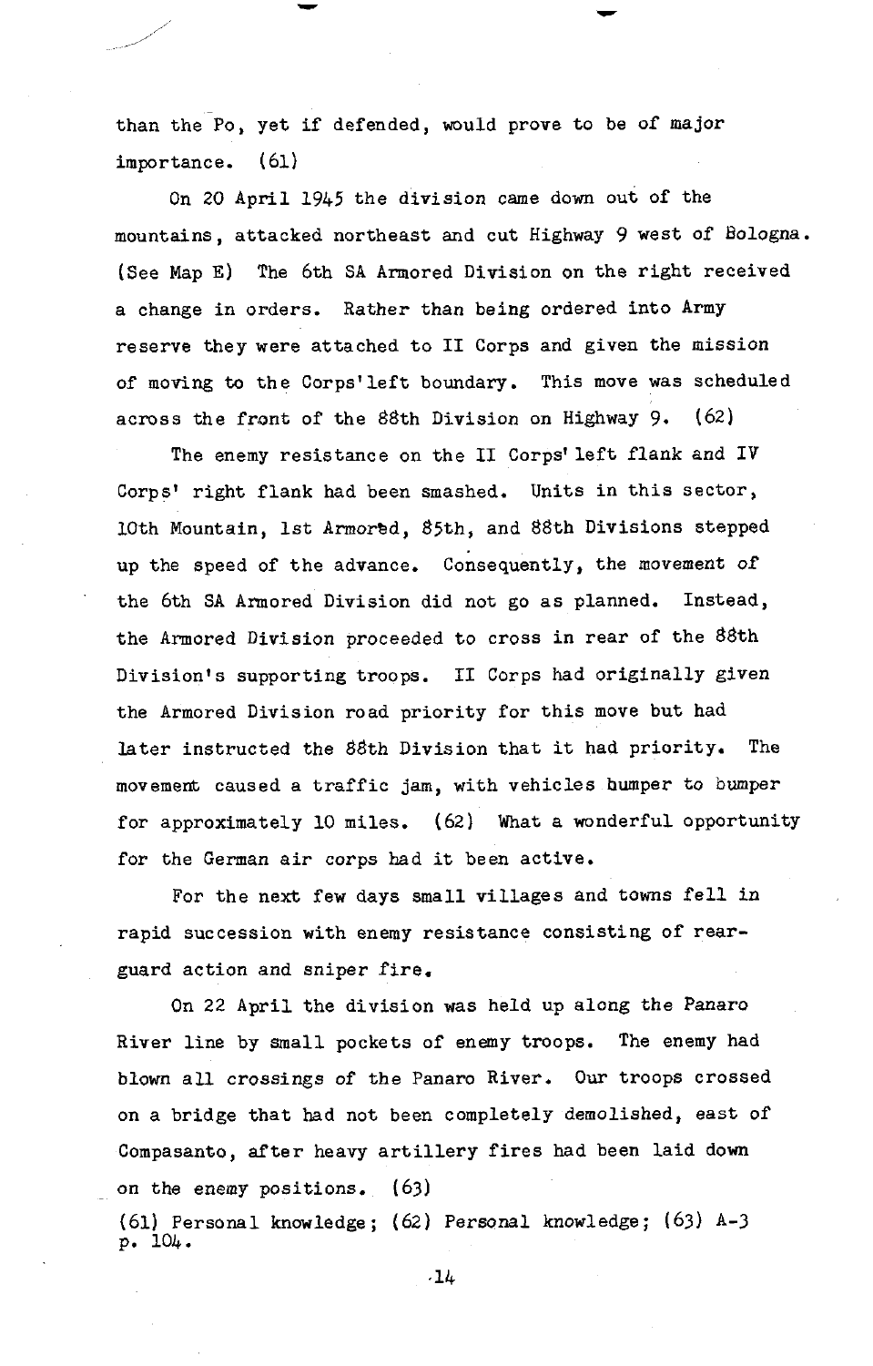than the Po, yet if defended, would prove to be of major importance. (61)

On 20 April 1945 the division came down out of the mountains, attacked northeast and cut Highway 9 west of Bologna. (See Map E) The 6th SA Armored Division on the right received a change in orders. Rather than being ordered into Army reserve they were attached to II Corps and given the mission of moving to the Corps' left boundary. This move was scheduled across the front of the 88th Division on Highway 9. (62)

The enemy resistance on the II Corps' left flank and IV Corps' right flank had been smashed. Units in this sector, 10th Mountain, 1st Armored, 85th, and 88th Divisions stepped up the speed of the advance. Consequently, the movement of the 6th SA Armored Division did not go as planned. Instead, the Armored Division proceeded to cross in rear of the 88th Division's supporting troops. II Corps had originally given the Armored Division road priority for this move but had later instructed the 88th Division that it had priority. The movement caused a traffic jam, with vehicles bumper to bumper for approximately 10 miles. (62) What a wonderful opportunity for the German air corps had it been active.

For the next few days small villages and towns fell in rapid succession with enemy resistance consisting of rear-guard action and sniper fire.

On 22 April the division was held up along the Panaro River line by small pockets of enemy troops. The enemy had blown all crossings of the Panaro River. Our troops crossed on a bridge that had not been completely demolished, east of Compasanto, after heavy artillery fires had been laid down on the enemy positions. (63)

(61) Personal knowledge; (62) Personal knowledge; (63) A-3 p. 104.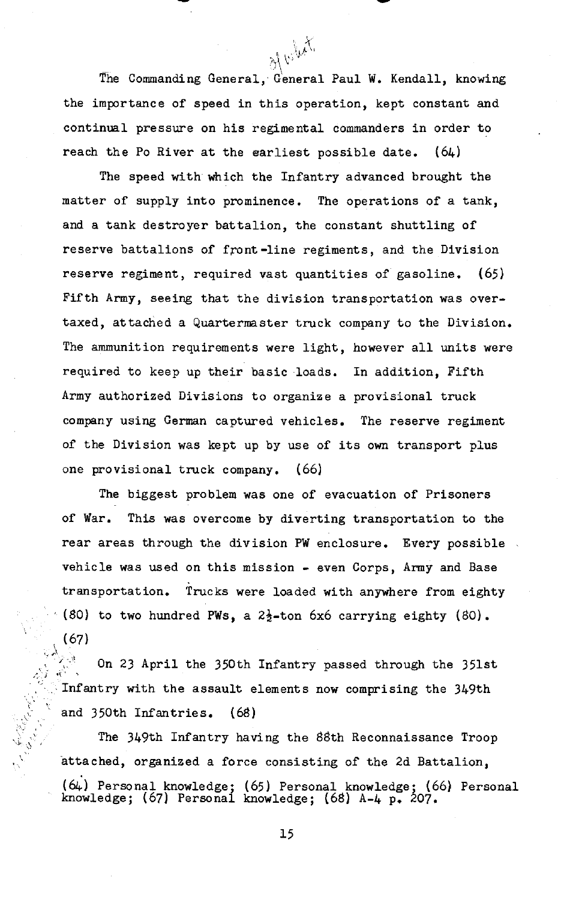The Commanding General, General Paul W. Kendall, knowing the importance of speed in this operation, kept constant and continual pressure on his regimental commanders in order to reach the Po River at the earliest possible date. (64)

The speed with which the Infantry advanced brought the matter of supply into prominence. The operations of a tank, and a tank destroyer battalion, the constant shuttling of reserve battalions of front-line regiments, and the Division reserve regiment, required vast quantities of gasoline. (65) Fifth Army, seeing that the division transportation was overtaxed, attached a Quartermaster truck company to the Division. The ammunition requirements were light, however all units were required to keep up their basic loads. In addition, Fifth Army authorized Divisions to organize a provisional truck company using German captured vehicles. The reserve regiment of the Division was kept up by use of its own transport plus one provisional truck company. (66)

The biggest problem was one of evacuation of Prisoners of War. This was overcome by diverting transportation to the rear areas through the division PW enclosure. Every possible vehicle was used on this mission - even Corps, Army and Base transportation. Trucks were loaded with anywhere from eighty (80) to two hundred PWs, a 2½-ton 6x6 carrying eighty (80). (67)

On 23 April the 350th Infantry passed through the 351st Infantry with the assault elements now comprising the 349th and 350th Infantries. (68)

The 349th Infantry having the 88th Reconnaissance Troop attached, organized a force consisting of the 2d Battalion,

(64) Personal knowledge; (65) Personal knowledge; (66) Personal knowledge; (67) Personal knowledge; (68) A-4 p. 207.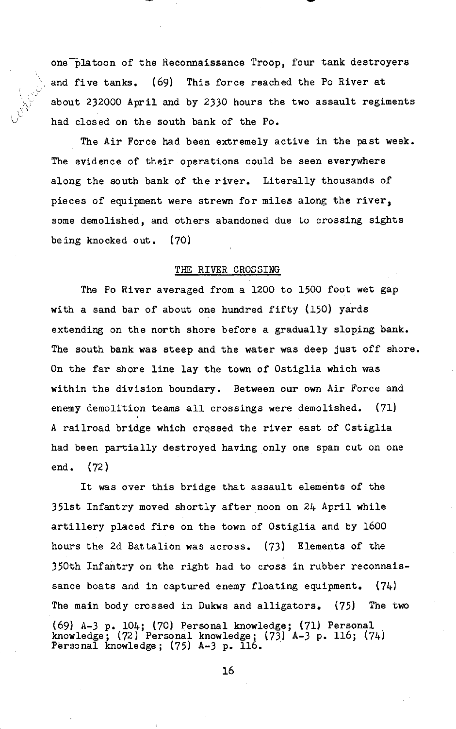one platoon of the Reconnaissance Troop, four tank destroyers and five tanks. (69) This force reached the Po River at about 232000 April and by 2330 hours the two assault regiments had closed on the south bank of the Po.

The Air Force had been extremely active in the past week. The evidence of their operations could be seen everywhere along the south bank of the river. Literally thousands of pieces of equipment were strewn for miles along the river, some demolished, and others abandoned due to crossing sights being knocked out. (70)

## THE RIVER CROSSING

The Po River averaged from a 1200 to 1500 foot wet gap with a sand bar of about one hundred fifty (150) yards extending on the north shore before a gradually sloping bank. The south bank was steep and the water was deep just off shore. On the far shore line lay the town of Ostiglia which was within the division boundary. Between our own Air Force and enemy demolition teams all crossings were demolished. (71) A railroad bridge which crossed the river east of Ostiglia had been partially destroyed having only one span cut on one end. (72)

It was over this bridge that assault elements of the 351st Infantry moved shortly after noon on 24 April while artillery placed fire on the town of Ostiglia and by 1600 hours the 2d Battalion was across. (73) Elements of the 350th Infantry on the right had to cross in rubber reconnaissance boats and in captured enemy floating equipment. (74) The main body crossed in Dukws and alligators. (75) The two

(69) A-3 p. 104; (70) Personal knowledge; (71) Personal knowledge; (72) Personal knowledge; (73) A-3 p. 116; (74) Personal knowledge; (75) A-3 p. 116.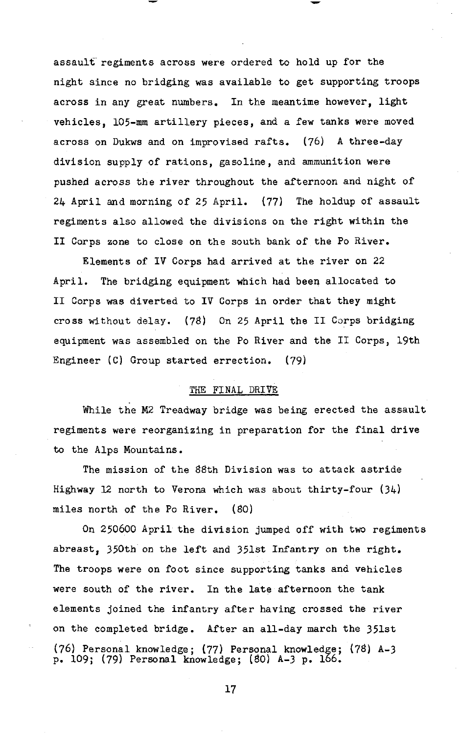assault regiments across were ordered to hold up for the night since no bridging was available to get supporting troops across in any great numbers. In the meantime however, light vehicles, 105-mm artillery pieces, and a few tanks were moved across on Dukws and on improvised rafts. (76) A three-day division supply of rations, gasoline, and ammunition were pushed across the river throughout the afternoon and night of 24 April and morning of 25 April. (77) The holdup of assault regiments also allowed the divisions on the right within the II Corps zone to close on the south bank of the Po River.

Elements of IV Corps had arrived at the river on 22 April. The bridging equipment which had been allocated to II Corps was diverted to IV Corps in order that they might cross without delay. (78) On 25 April the II Corps bridging equipment was assembled on the Po River and the II Corps, 19th Engineer (C) Group started errection. (79)

## THE FINAL DRIVE

While the M2 Treadway bridge was being erected the assault regiments were reorganizing in preparation for the final drive to the Alps Mountains.

The mission of the 88th Division was to attack astride Highway 12 north to Verona which was about thirty-four (34) miles north of the Po River. (80)

On 250600 April the division jumped off with two regiments abreast, 350th on the left and 351st Infantry on the right. The troops were on foot since supporting tanks and vehicles were south of the river. In the late afternoon the tank elements joined the infantry after having crossed the river on the completed bridge. After an all-day march the 351st

(76) Personal knowledge; (77) Personal knowledge; (78) A-3 p. 109; (79) Personal knowledge; (80) A-3 p. 166.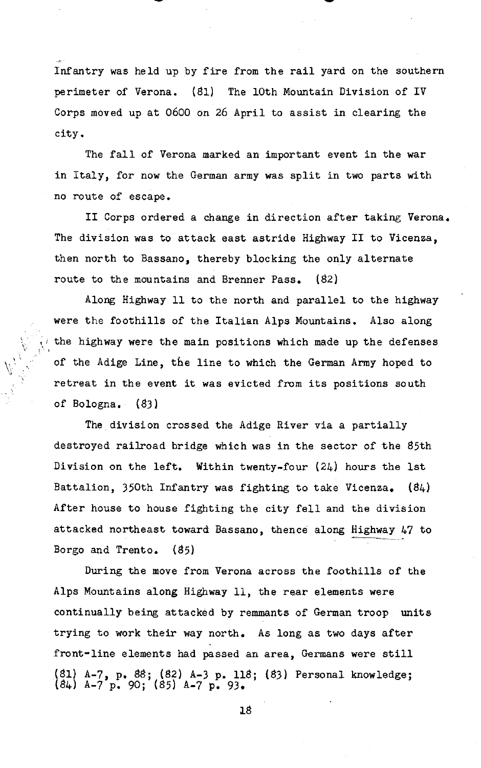Infantry was held up by fire from the rail yard on the southern perimeter of Verona. (81) The 10th Mountain Division of IV Corps moved up at 0600 on 26 April to assist in clearing the city.

The fall of Verona marked an important event in the war in Italy, for now the German army was split in two parts with no route of escape.

II Corps ordered a change in direction after taking Verona. The division was to attack east astride Highway II to Vicenza, then north to Bassano, thereby blocking the only alternate route to the mountains and Brenner Pass. (82)

Along Highway 11 to the north and parallel to the highway were the foothills of the Italian Alps Mountains. Also along the highway were the main positions which made up the defenses of the Adige Line, the line to which the German Army hoped to retreat in the event it was evicted from its positions south of Bologna. (83)

The division crossed the Adige River via a partially destroyed railroad bridge which was in the sector of the 85th Division on the left. Within twenty-four (24) hours the 1st Battalion, 350th Infantry was fighting to take Vicenza. (84) After house to house fighting the city fell and the division attacked northeast toward Bassano, thence along Highway 47 to Borgo and Trento. (85)

During the move from Verona across the foothills of the Alps Mountains along Highway 11, the rear elements were continually being attacked by remmants of German troop units trying to work their way north. As long as two days after front-line elements had passed an area, Germans were still

(81) A-7, p. 88; (82) A-3 p. 118; (83) Personal knowledge; (84) A-7 p. 90; (85) A-7 p. 93.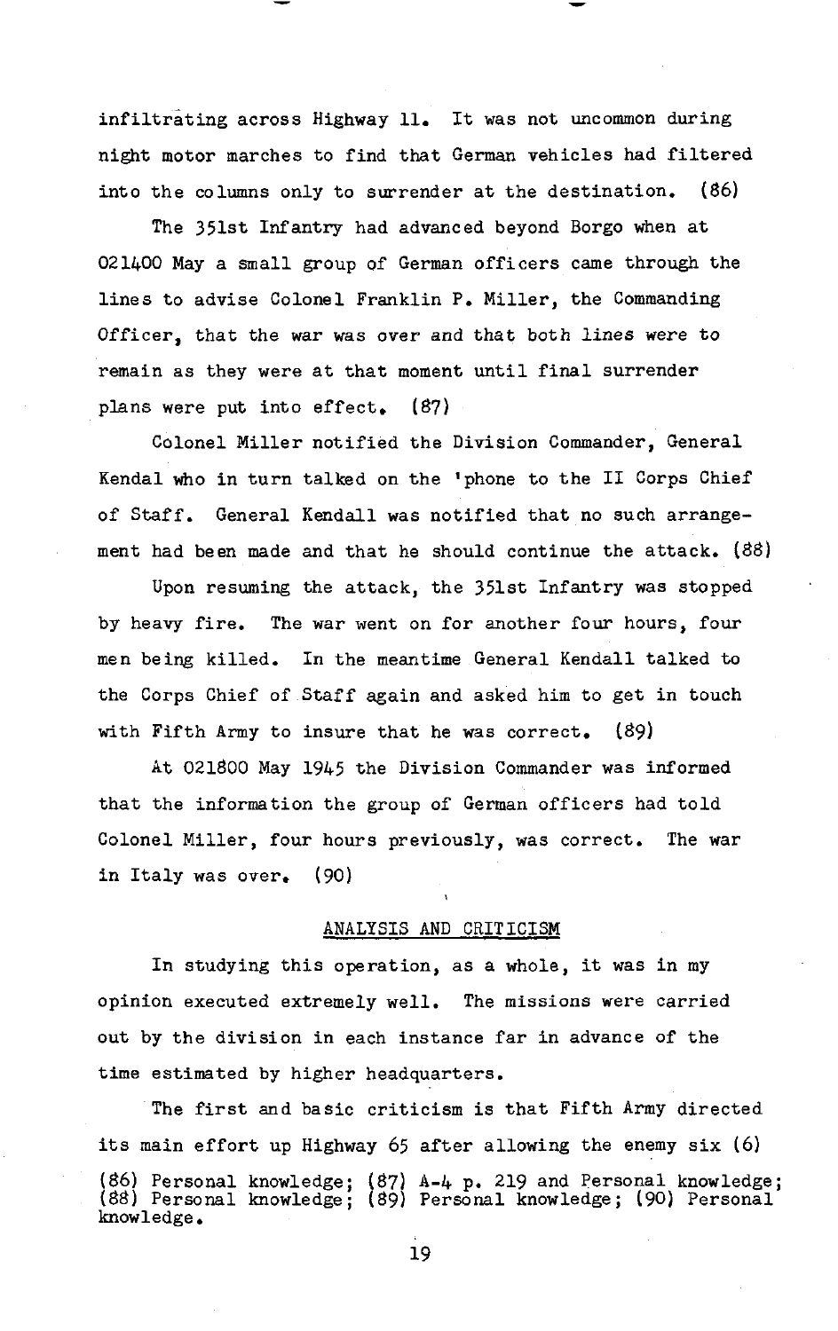infiltrating across Highway 11. It was not uncommon during night motor marches to find that German vehicles had filtered into the columns only to surrender at the destination. (86)

The 351st Infantry had advanced beyond Borgo when at 021400 May a small group of German officers came through the lines to advise Colonel Franklin P. Miller, the Commanding Officer, that the war was over and that both lines were to remain as they were at that moment until final surrender plans were put into effect. (87)

Colonel Miller notified the Division Commander, General Kendal who in turn talked on the 'phone to the II Corps Chief of Staff. General Kendall was notified that no such arrangement had been made and that he should continue the attack. (88)

Upon resuming the attack, the 351st Infantry was stopped by heavy fire. The war went on for another four hours, four men being killed. In the meantime General Kendall talked to the Corps Chief of Staff again and asked him to get in touch with Fifth Army to insure that he was correct. (89)

At 021800 May 1945 the Division Commander was informed that the information the group of German officers had told Colonel Miller, four hours previously, was correct. The war in Italy was over. (90)

## ANALYSIS AND CRITICISM

In studying this operation, as a whole, it was in my opinion executed extremely well. The missions were carried out by the division in each instance far in advance of the time estimated by higher headquarters.

The first and basic criticism is that Fifth Army directed its main effort up Highway 65 after allowing the enemy six (6)

(86) Personal knowledge; (87) A-4 p. 219 and Personal knowledge; (88) Personal knowledge; (89) Personal knowledge; (90) Personal knowledge.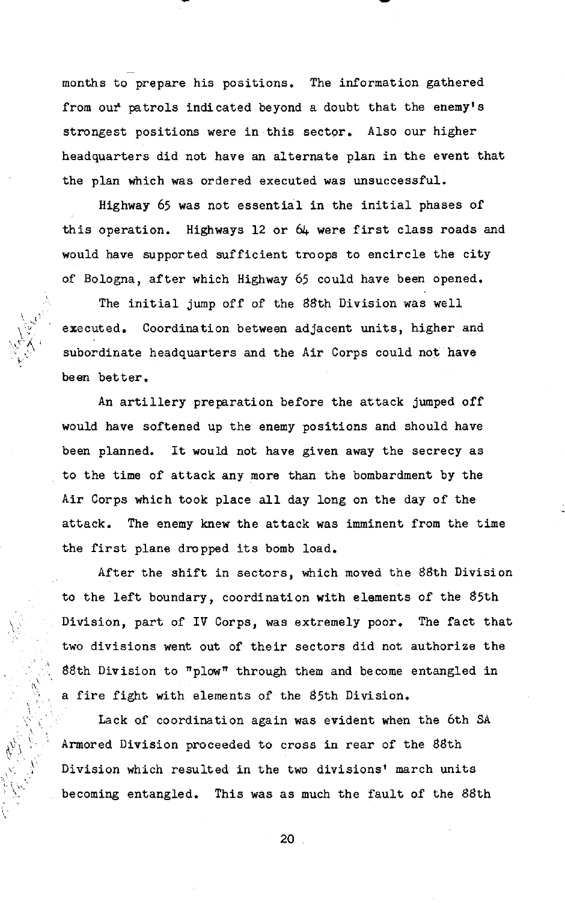months to prepare his positions. The information gathered from our patrols indicated beyond a doubt that the enemy's strongest positions were in this sector. Also our higher headquarters did not have an alternate plan in the event that the plan which was ordered executed was unsuccessful.

Highway 65 was not essential in the initial phases of this operation. Highways 12 or 64 were first class roads and would have supported sufficient troops to encircle the city of Bologna, after which Highway 65 could have been opened.

The initial jump off of the 88th Division was well executed. Coordination between adjacent units, higher and subordinate headquarters and the Air Corps could not have been better.

An artillery preparation before the attack jumped off would have softened up the enemy positions and should have been planned. It would not have given away the secrecy as to the time of attack any more than the bombardment by the Air Corps which took place all day long on the day of the attack. The enemy knew the attack was imminent from the time the first plane dropped its bomb load.

After the shift in sectors, which moved the 88th Division to the left boundary, coordination with elements of the 85th Division, part of IV Corps, was extremely poor. The fact that two divisions went out of their sectors did not authorize the 88th Division to "plow" through them and become entangled in a fire fight with elements of the 85th Division.

Lack of coordination again was evident when the 6th SA Armored Division proceeded to cross in rear of the 88th Division which resulted in the two divisions' march units becoming entangled. This was as much the fault of the 88th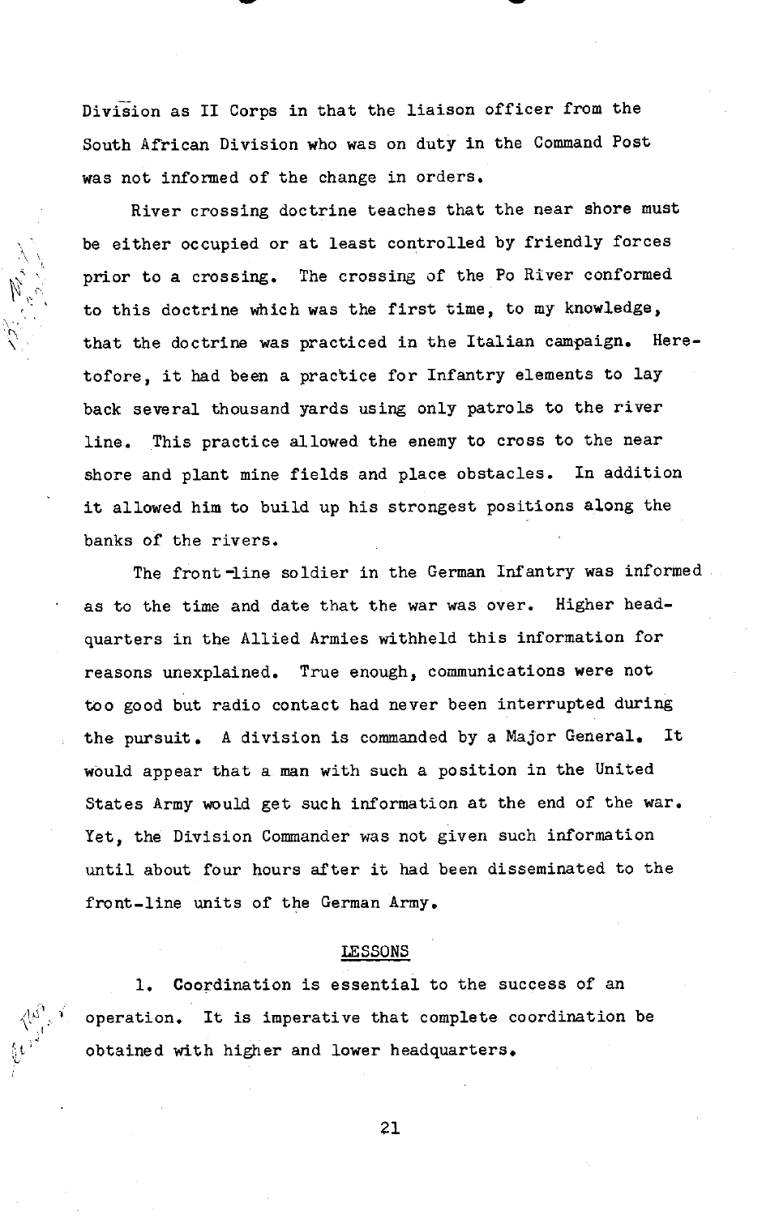Division as II Corps in that the liaison officer from the South African Division who was on duty in the Command Post was not informed of the change in orders.

River crossing doctrine teaches that the near shore must be either occupied or at least controlled by friendly forces prior to a crossing. The crossing of the Po River conformed to this doctrine which was the first time, to my knowledge, that the doctrine was practiced in the Italian campaign. Heretofore, it had been a practice for Infantry elements to lay back several thousand yards using only patrols to the river line. This practice allowed the enemy to cross to the near shore and plant mine fields and place obstacles. In addition it allowed him to build up his strongest positions along the banks of the rivers.

The front-line soldier in the German Infantry was informed as to the time and date that the war was over. Higher headquarters in the Allied Armies withheld this information for reasons unexplained. True enough, communications were not too good but radio contact had never been interrupted during the pursuit. A division is commanded by a Major General. It would appear that a man with such a position in the United States Army would get such information at the end of the war. Yet, the Division Commander was not given such information until about four hours after it had been disseminated to the front-line units of the German Army.

## LESSONS

1. Coordination is essential to the success of an operation. It is imperative that complete coordination be obtained with higher and lower headquarters.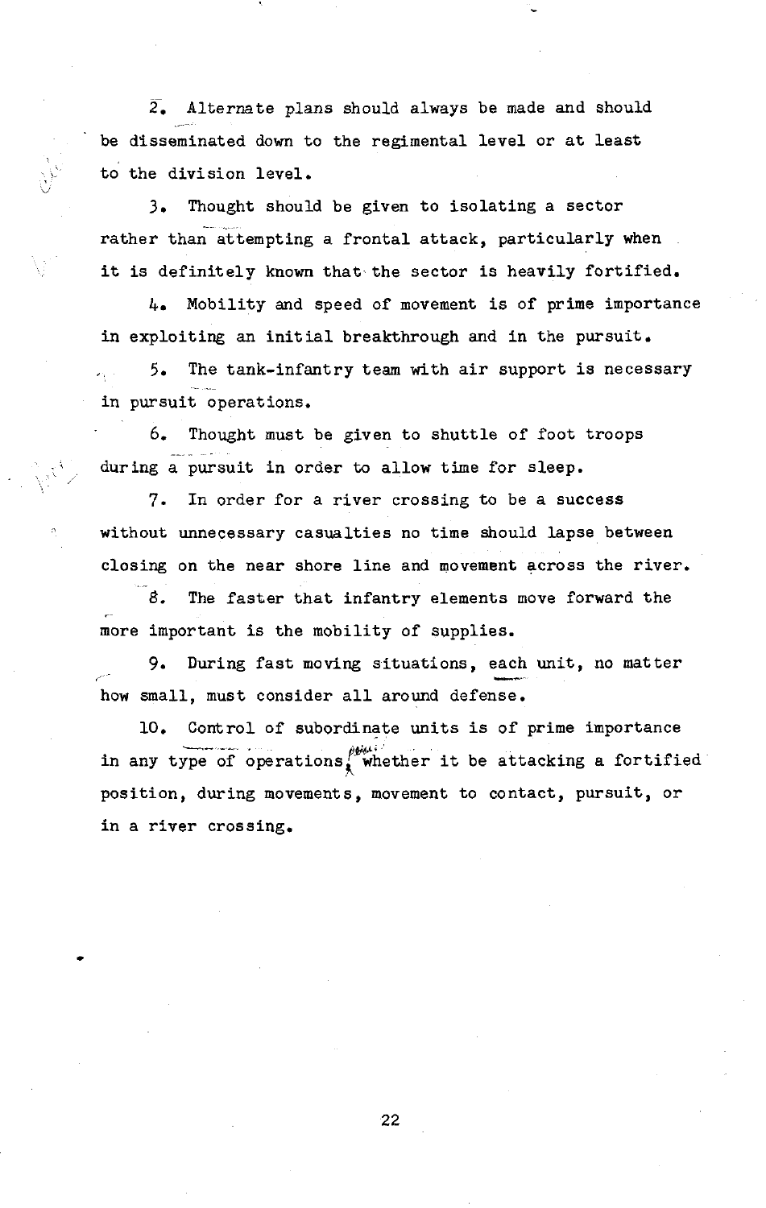2. Alternate plans should always be made and should be disseminated down to the regimental level or at least to the division level.

3. Thought should be given to isolating a sector rather than attempting a frontal attack, particularly when it is definitely known that the sector is heavily fortified.

4. Mobility and speed of movement is of prime importance in exploiting an initial breakthrough and in the pursuit.

5. The tank-infantry team with air support is necessary in pursuit operations.

6. Thought must be given to shuttle of foot troops during a pursuit in order to allow time for sleep.

7. In order for a river crossing to be a success without unnecessary casualties no time should lapse between closing on the near shore line and movement across the river.

8. The faster that infantry elements move forward the more important is the mobility of supplies.

9. During fast moving situations, each unit, no matter how small, must consider all around defense.

10. Control of subordinate units is of prime importance in any type of operations, whether it be attacking a fortified position, during movements, movement to contact, pursuit, or in a river crossing.